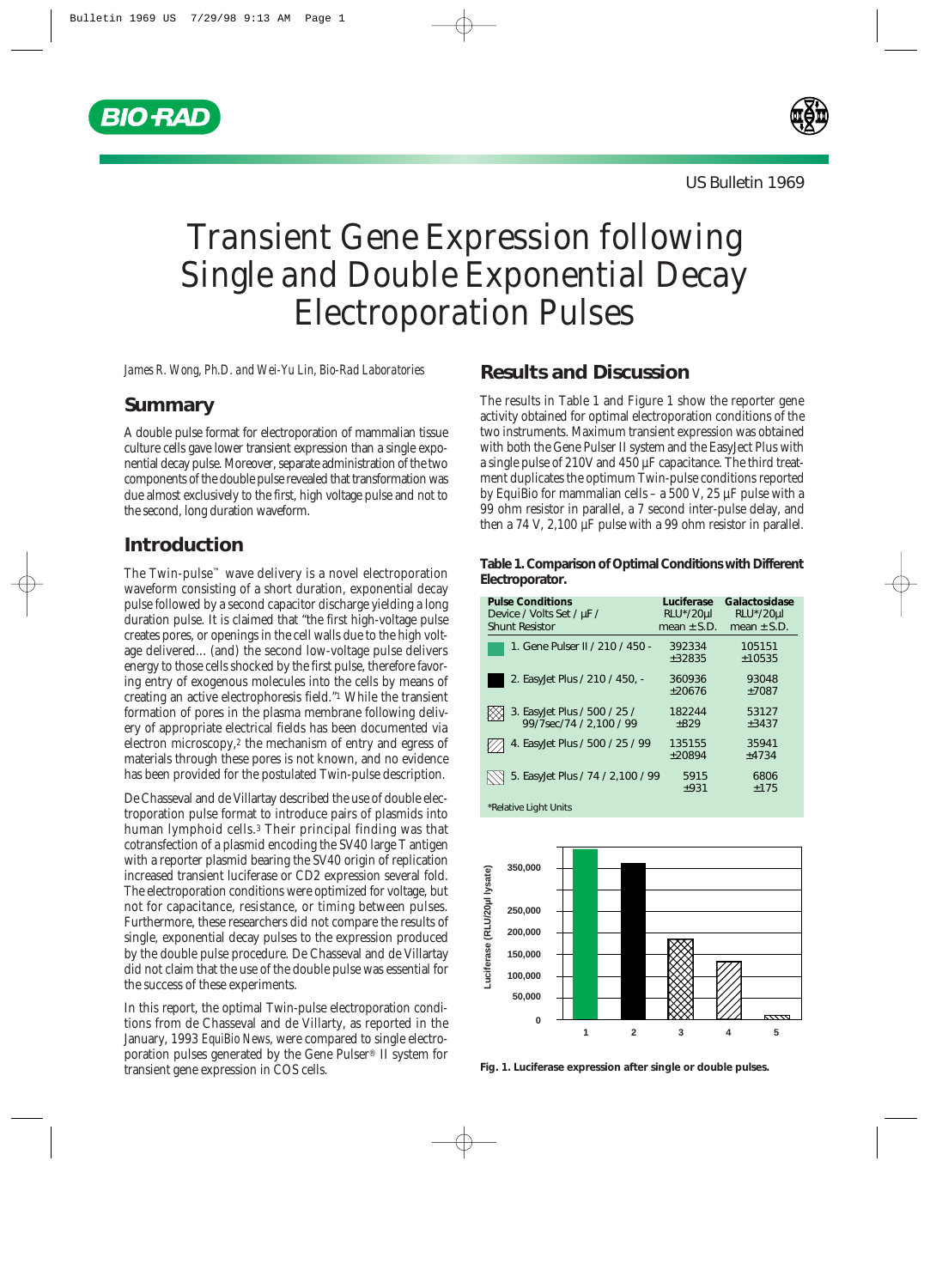US Bulletin 1969

# Transient Gene Expression following Single and Double Exponential Decay Electroporation Pulses

*James R. Wong, Ph.D. and Wei-Yu Lin, Bio-Rad Laboratories*

## Summary

A double pulse format for electroporation of mammalian tissue culture cells gave lower transient expression than a single exponential decay pulse. Moreover, separate administration of the two components of the double pulse revealed that transformation was due almost exclusively to the first, high voltage pulse and not to the second, long duration waveform.

## Introduction

The Twin-pulse™ wave delivery is a novel electroporation waveform consisting of a short duration, exponential decay pulse followed by a second capacitor discharge yielding a long duration pulse. It is claimed that "the first high-voltage pulse creates pores, or openings in the cell walls due to the high voltage delivered... (and) the second low-voltage pulse delivers energy to those cells shocked by the first pulse, therefore favoring entry of exogenous molecules into the cells by means of creating an active electrophoresis field."[1] While the transient formation of pores in the plasma membrane following delivery of appropriate electrical fields has been documented via electron microscopy,[2] the mechanism of entry and egress of materials through these pores is not known, and no evidence has been provided for the postulated Twin-pulse description.

De Chasseval and de Villartay described the use of double electroporation pulse format to introduce pairs of plasmids into human lymphoid cells.[3] Their principal finding was that cotransfection of a plasmid encoding the SV40 large T antigen with a reporter plasmid bearing the SV40 origin of replication increased transient luciferase or CD2 expression several fold. The electroporation conditions were optimized for voltage, but not for capacitance, resistance, or timing between pulses. Furthermore, these researchers did not compare the results of single, exponential decay pulses to the expression produced by the double pulse procedure. De Chasseval and de Villartay did not claim that the use of the double pulse was essential for the success of these experiments.

In this report, the optimal Twin-pulse electroporation conditions from de Chasseval and de Villarty, as reported in the January, 1993 *EquiBio News*, were compared to single electroporation pulses generated by the Gene Pulser® II system for transient gene expression in COS cells.

## Results and Discussion

The results in Table 1 and Figure 1 show the reporter gene activity obtained for optimal electroporation conditions of the two instruments. Maximum transient expression was obtained with both the Gene Pulser II system and the EasyJect Plus with a single pulse of 210V and 450 µF capacitance. The third treatment duplicates the optimum Twin-pulse conditions reported by EquiBio for mammalian cells – a 500 V, 25 µF pulse with a 99 ohm resistor in parallel, a 7 second inter-pulse delay, and then a 74 V, 2,100 µF pulse with a 99 ohm resistor in parallel.

**Table 1. Comparison of Optimal Conditions with Different Electroporator.**

| Pulse Conditions Device / Volts Set / µF / Shunt Resistor | Luciferase RLU*/20µl mean ± S.D. | Galactosidase RLU*/20µl mean ± S.D. |
|---|---|---|
| 1. Gene Pulser II / 210 / 450 - | 392334 ±32835 | 105151 ±10535 |
| 2. EasyJet Plus / 210 / 450, - | 360936 ±20676 | 93048 ±7087 |
| 3. EasyJet Plus / 500 / 25 / 99/7sec/74 / 2,100 / 99 | 182244 ±829 | 53127 ±3437 |
| 4. EasyJet Plus / 500 / 25 / 99 | 135155 ±20894 | 35941 ±4734 |
| 5. EasyJet Plus / 74 / 2,100 / 99 | 5915 ±931 | 6806 ±175 |

*Relative Light Units

Fig. 1. Luciferase expression after single or double pulses.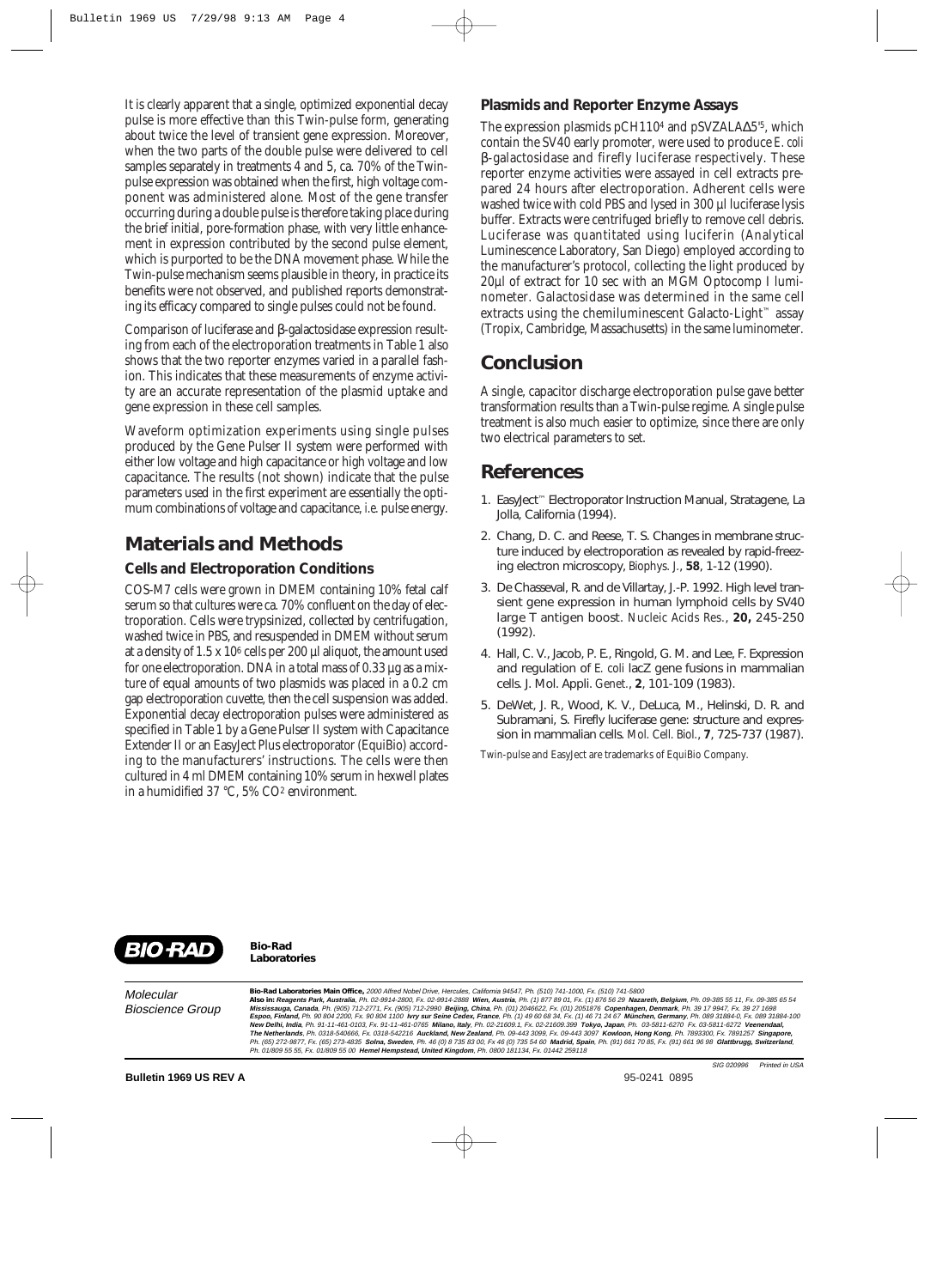It is clearly apparent that a single, optimized exponential decay pulse is more effective than this Twin-pulse form, generating about twice the level of transient gene expression. Moreover, when the two parts of the double pulse were delivered to cell samples separately in treatments 4 and 5, ca. 70% of the Twin-pulse expression was obtained when the first, high voltage component was administered alone. Most of the gene transfer occurring during a double pulse is therefore taking place during the brief initial, pore-formation phase, with very little enhancement in expression contributed by the second pulse element, which is purported to be the DNA movement phase. While the Twin-pulse mechanism seems plausible in theory, in practice its benefits were not observed, and published reports demonstrating its efficacy compared to single pulses could not be found.

Comparison of luciferase and β-galactosidase expression resulting from each of the electroporation treatments in Table 1 also shows that the two reporter enzymes varied in a parallel fashion. This indicates that these measurements of enzyme activity are an accurate representation of the plasmid uptake and gene expression in these cell samples.

Waveform optimization experiments using single pulses produced by the Gene Pulser II system were performed with either low voltage and high capacitance or high voltage and low capacitance. The results (not shown) indicate that the pulse parameters used in the first experiment are essentially the optimum combinations of voltage and capacitance, i.e. pulse energy.

## Materials and Methods

### Cells and Electroporation Conditions

COS-M7 cells were grown in DMEM containing 10% fetal calf serum so that cultures were ca. 70% confluent on the day of electroporation. Cells were trypsinized, collected by centrifugation, washed twice in PBS, and resuspended in DMEM without serum at a density of $1.5 \times 10^6$ cells per 200 µl aliquot, the amount used for one electroporation. DNA in a total mass of 0.33 µg as a mixture of equal amounts of two plasmids was placed in a 0.2 cm gap electroporation cuvette, then the cell suspension was added. Exponential decay electroporation pulses were administered as specified in Table 1 by a Gene Pulser II system with Capacitance Extender II or an EasyJect Plus electroporator (EquiBio) according to the manufacturers' instructions. The cells were then cultured in 4 ml DMEM containing 10% serum in hexwell plates in a humidified 37 °C, 5% $CO_2$ environment.

### Plasmids and Reporter Enzyme Assays

The expression plasmids pCH110[4] and pSVZALAΔ5'[5], which contain the SV40 early promoter, were used to produce *E. coli* β-galactosidase and firefly luciferase respectively. These reporter enzyme activities were assayed in cell extracts prepared 24 hours after electroporation. Adherent cells were washed twice with cold PBS and lysed in 300 µl luciferase lysis buffer. Extracts were centrifuged briefly to remove cell debris. Luciferase was quantitated using luciferin (Analytical Luminescence Laboratory, San Diego) employed according to the manufacturer's protocol, collecting the light produced by 20µl of extract for 10 sec with an MGM Optocomp I luminometer. Galactosidase was determined in the same cell extracts using the chemiluminescent Galacto-Light™ assay (Tropix, Cambridge, Massachusetts) in the same luminometer.

## Conclusion

A single, capacitor discharge electroporation pulse gave better transformation results than a Twin-pulse regime. A single pulse treatment is also much easier to optimize, since there are only two electrical parameters to set.

## References

1. EasyJect™ Electroporator Instruction Manual, Stratagene, La Jolla, California (1994).
2. Chang, D. C. and Reese, T. S. Changes in membrane structure induced by electroporation as revealed by rapid-freezing electron microscopy, *Biophys. J.*, **58**, 1-12 (1990).
3. De Chasseval, R. and de Villartay, J.-P. 1992. High level transient gene expression in human lymphoid cells by SV40 large T antigen boost. *Nucleic Acids Res.*, **20,** 245-250 (1992).
4. Hall, C. V., Jacob, P. E., Ringold, G. M. and Lee, F. Expression and regulation of *E. coli* lacZ gene fusions in mammalian cells. J. Mol. Appli. *Genet.*, **2**, 101-109 (1983).
5. DeWet, J. R., Wood, K. V., DeLuca, M., Helinski, D. R. and Subramani, S. Firefly luciferase gene: structure and expression in mammalian cells. *Mol. Cell. Biol.*, **7**, 725-737 (1987).

*Twin-pulse and EasyJect are trademarks of EquiBio Company.*

**BIO-RAD** **Bio-Rad Laboratories**

*Molecular Bioscience Group*

**Bio-Rad Laboratories Main Office,** *2000 Alfred Nobel Drive, Hercules, California 94547, Ph. (510) 741-1000, Fx. (510) 741-5800*
**Also in:** ***Reagents Park, Australia****, Ph. 02-9914-2800, Fx. 02-9914-2888* ***Wien, Austria****, Ph. (1) 877 89 01, Fx. (1) 876 56 29* ***Nazareth, Belgium****, Ph. 09-385 55 11, Fx. 09-385 65 54* ***Mississauga, Canada****, Ph. (905) 712-2771, Fx. (905) 712-2990* ***Beijing, China****, Ph. (01) 2046622, Fx. (01) 2051876* ***Copenhagen, Denmark****, Ph. 39 17 9947, Fx. 39 27 1698* ***Espoo, Finland****, Ph. 90 804 2200, Fx. 90 804 1100* ***Ivry sur Seine Cedex, France****, Ph. (1) 49 60 68 34, Fx. (1) 46 71 24 67* ***München, Germany****, Ph. 089 31884-0, Fx. 089 31884-100* ***New Delhi, India****, Ph. 91-11-461-0103, Fx. 91-11-461-0765* ***Milano, Italy****, Ph. 02-21609.1, Fx. 02-21609.399* ***Tokyo, Japan****, Ph. 03-5811-6270 Fx. 03-5811-6272* ***Veenendaal, The Netherlands****, Ph. 0318-540666, Fx. 0318-542216* ***Auckland, New Zealand****, Ph. 09-443 3099, Fx. 09-443 3097* ***Kowloon, Hong Kong****, Ph. 7893300, Fx. 7891257* ***Singapore****, Ph. (65) 272-9877, Fx. (65) 273-4835* ***Solna, Sweden****, Ph. 46 (0) 8 735 83 00, Fx 46 (0) 735 54 60* ***Madrid, Spain****, Ph. (91) 661 70 85, Fx. (91) 661 96 98* ***Glattbrugg, Switzerland****, Ph. 01/809 55 55, Fx. 01/809 55 00* ***Hemel Hempstead, United Kingdom****, Ph. 0800 181134, Fx. 01442 259118*

*SIG 020996 Printed in USA*

**Bulletin 1969 US REV A** 95-0241 0895